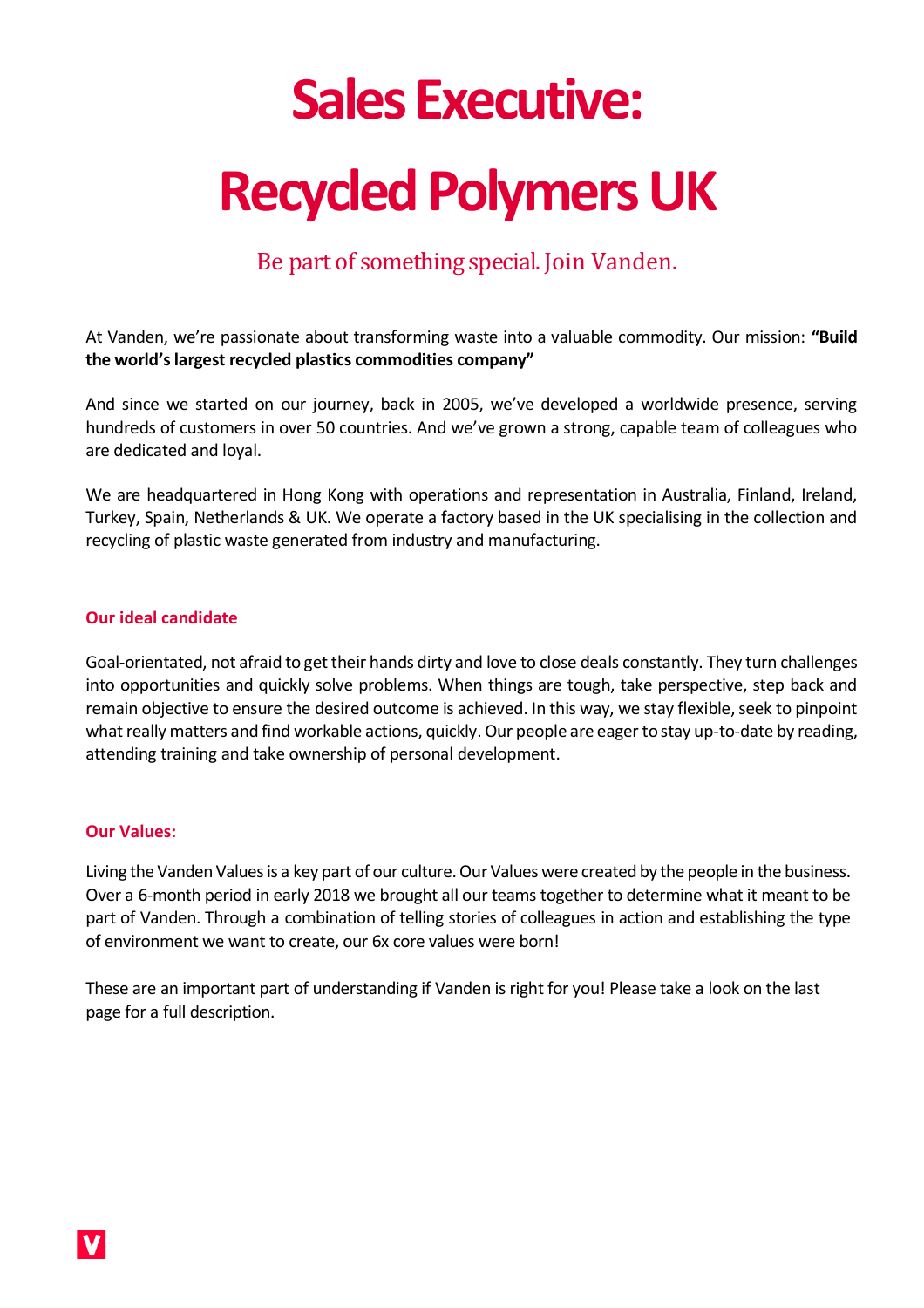# Sales Executive:

# Recycled Polymers UK

## Be part of something special. Join Vanden.

At Vanden, we're passionate about transforming waste into a valuable commodity. Our mission: **"Build the world's largest recycled plastics commodities company"**

And since we started on our journey, back in 2005, we've developed a worldwide presence, serving hundreds of customers in over 50 countries. And we've grown a strong, capable team of colleagues who are dedicated and loyal.

We are headquartered in Hong Kong with operations and representation in Australia, Finland, Ireland, Turkey, Spain, Netherlands & UK. We operate a factory based in the UK specialising in the collection and recycling of plastic waste generated from industry and manufacturing.

### Our ideal candidate

Goal-orientated, not afraid to get their hands dirty and love to close deals constantly. They turn challenges into opportunities and quickly solve problems. When things are tough, take perspective, step back and remain objective to ensure the desired outcome is achieved. In this way, we stay flexible, seek to pinpoint what really matters and find workable actions, quickly. Our people are eager to stay up-to-date by reading, attending training and take ownership of personal development.

### Our Values:

Living the Vanden Values is a key part of our culture. Our Values were created by the people in the business. Over a 6-month period in early 2018 we brought all our teams together to determine what it meant to be part of Vanden. Through a combination of telling stories of colleagues in action and establishing the type of environment we want to create, our 6x core values were born!

These are an important part of understanding if Vanden is right for you! Please take a look on the last page for a full description.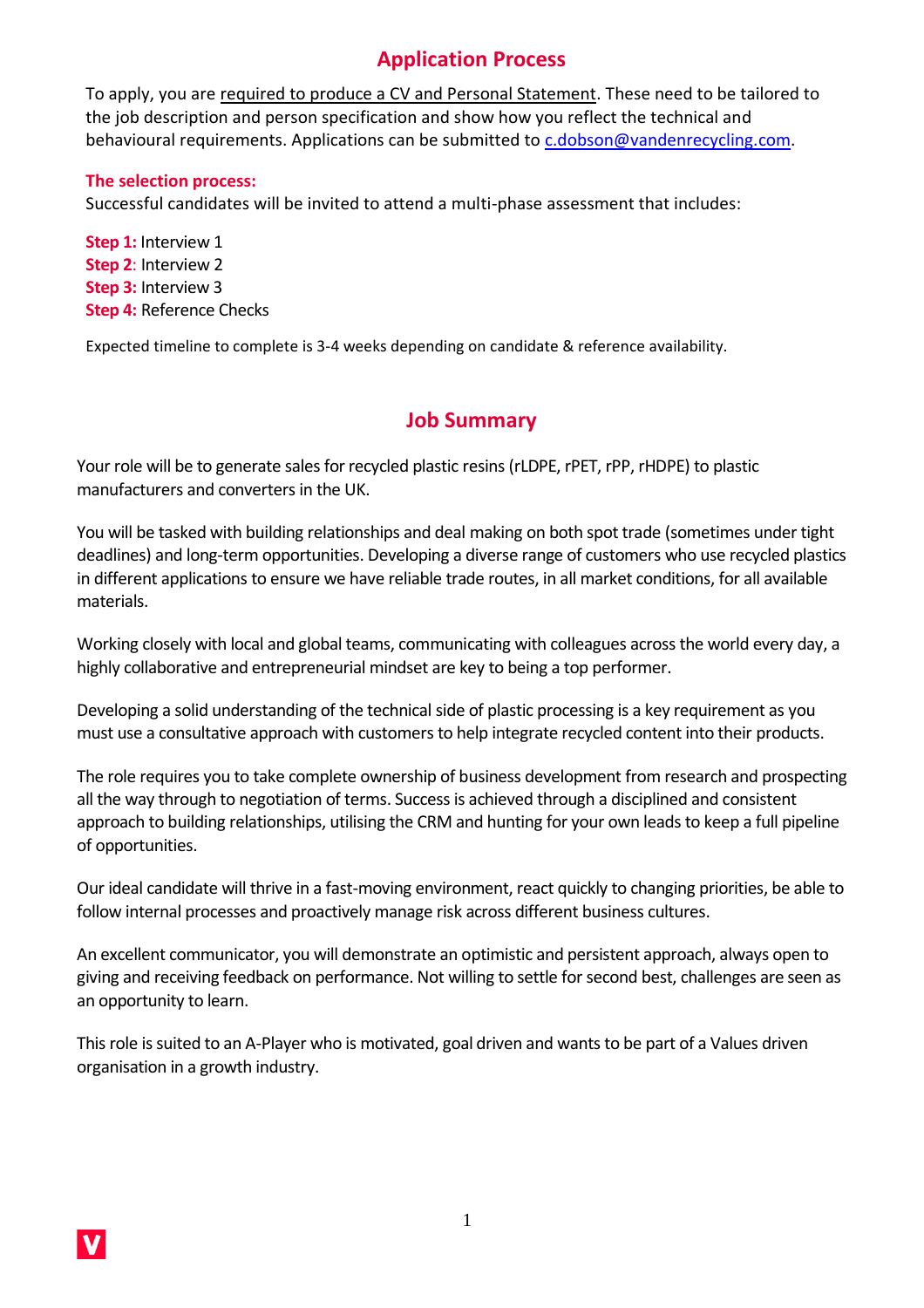## Application Process

To apply, you are required to produce a CV and Personal Statement. These need to be tailored to the job description and person specification and show how you reflect the technical and behavioural requirements. Applications can be submitted to c.dobson@vandenrecycling.com.

**The selection process:**

Successful candidates will be invited to attend a multi-phase assessment that includes:

**Step 1:** Interview 1
**Step 2**: Interview 2
**Step 3:** Interview 3
**Step 4:** Reference Checks

Expected timeline to complete is 3-4 weeks depending on candidate & reference availability.

## Job Summary

Your role will be to generate sales for recycled plastic resins (rLDPE, rPET, rPP, rHDPE) to plastic manufacturers and converters in the UK.

You will be tasked with building relationships and deal making on both spot trade (sometimes under tight deadlines) and long-term opportunities. Developing a diverse range of customers who use recycled plastics in different applications to ensure we have reliable trade routes, in all market conditions, for all available materials.

Working closely with local and global teams, communicating with colleagues across the world every day, a highly collaborative and entrepreneurial mindset are key to being a top performer.

Developing a solid understanding of the technical side of plastic processing is a key requirement as you must use a consultative approach with customers to help integrate recycled content into their products.

The role requires you to take complete ownership of business development from research and prospecting all the way through to negotiation of terms. Success is achieved through a disciplined and consistent approach to building relationships, utilising the CRM and hunting for your own leads to keep a full pipeline of opportunities.

Our ideal candidate will thrive in a fast-moving environment, react quickly to changing priorities, be able to follow internal processes and proactively manage risk across different business cultures.

An excellent communicator, you will demonstrate an optimistic and persistent approach, always open to giving and receiving feedback on performance. Not willing to settle for second best, challenges are seen as an opportunity to learn.

This role is suited to an A-Player who is motivated, goal driven and wants to be part of a Values driven organisation in a growth industry.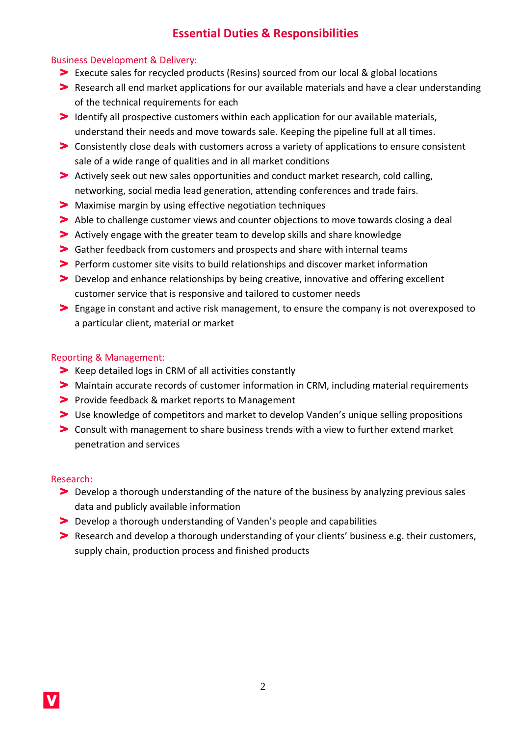## Essential Duties & Responsibilities

### Business Development & Delivery:

- Execute sales for recycled products (Resins) sourced from our local & global locations
- Research all end market applications for our available materials and have a clear understanding of the technical requirements for each
- Identify all prospective customers within each application for our available materials, understand their needs and move towards sale. Keeping the pipeline full at all times.
- Consistently close deals with customers across a variety of applications to ensure consistent sale of a wide range of qualities and in all market conditions
- Actively seek out new sales opportunities and conduct market research, cold calling, networking, social media lead generation, attending conferences and trade fairs.
- Maximise margin by using effective negotiation techniques
- Able to challenge customer views and counter objections to move towards closing a deal
- Actively engage with the greater team to develop skills and share knowledge
- Gather feedback from customers and prospects and share with internal teams
- Perform customer site visits to build relationships and discover market information
- Develop and enhance relationships by being creative, innovative and offering excellent customer service that is responsive and tailored to customer needs
- Engage in constant and active risk management, to ensure the company is not overexposed to a particular client, material or market

### Reporting & Management:

- Keep detailed logs in CRM of all activities constantly
- Maintain accurate records of customer information in CRM, including material requirements
- Provide feedback & market reports to Management
- Use knowledge of competitors and market to develop Vanden's unique selling propositions
- Consult with management to share business trends with a view to further extend market penetration and services

### Research:

- Develop a thorough understanding of the nature of the business by analyzing previous sales data and publicly available information
- Develop a thorough understanding of Vanden's people and capabilities
- Research and develop a thorough understanding of your clients' business e.g. their customers, supply chain, production process and finished products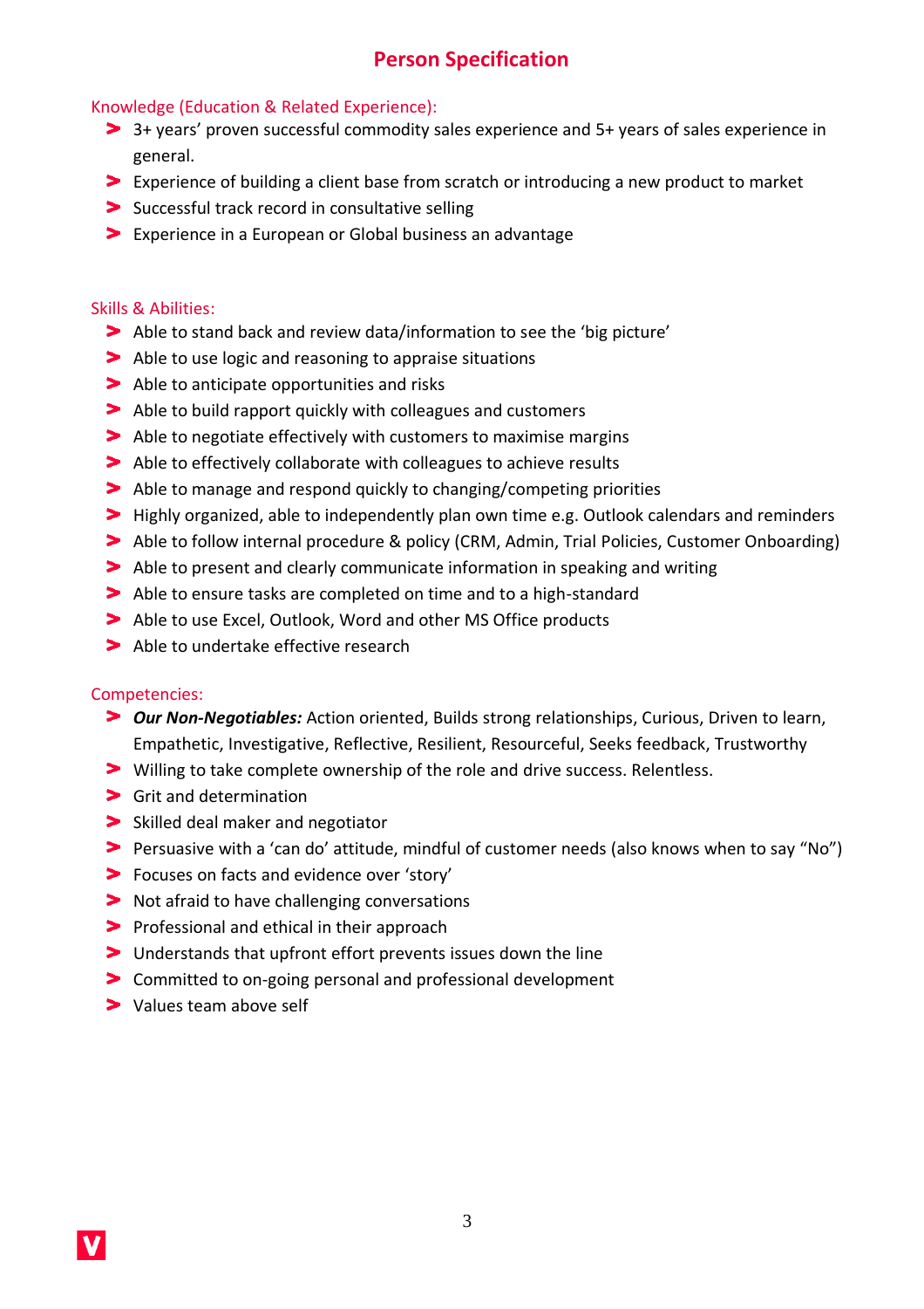# Person Specification

## Knowledge (Education & Related Experience):

- 3+ years' proven successful commodity sales experience and 5+ years of sales experience in general.
- Experience of building a client base from scratch or introducing a new product to market
- Successful track record in consultative selling
- Experience in a European or Global business an advantage

## Skills & Abilities:

- Able to stand back and review data/information to see the 'big picture'
- Able to use logic and reasoning to appraise situations
- Able to anticipate opportunities and risks
- Able to build rapport quickly with colleagues and customers
- Able to negotiate effectively with customers to maximise margins
- Able to effectively collaborate with colleagues to achieve results
- Able to manage and respond quickly to changing/competing priorities
- Highly organized, able to independently plan own time e.g. Outlook calendars and reminders
- Able to follow internal procedure & policy (CRM, Admin, Trial Policies, Customer Onboarding)
- Able to present and clearly communicate information in speaking and writing
- Able to ensure tasks are completed on time and to a high-standard
- Able to use Excel, Outlook, Word and other MS Office products
- Able to undertake effective research

## Competencies:

- ***Our Non-Negotiables:*** Action oriented, Builds strong relationships, Curious, Driven to learn, Empathetic, Investigative, Reflective, Resilient, Resourceful, Seeks feedback, Trustworthy
- Willing to take complete ownership of the role and drive success. Relentless.
- Grit and determination
- Skilled deal maker and negotiator
- Persuasive with a 'can do' attitude, mindful of customer needs (also knows when to say "No")
- Focuses on facts and evidence over 'story'
- Not afraid to have challenging conversations
- Professional and ethical in their approach
- Understands that upfront effort prevents issues down the line
- Committed to on-going personal and professional development
- Values team above self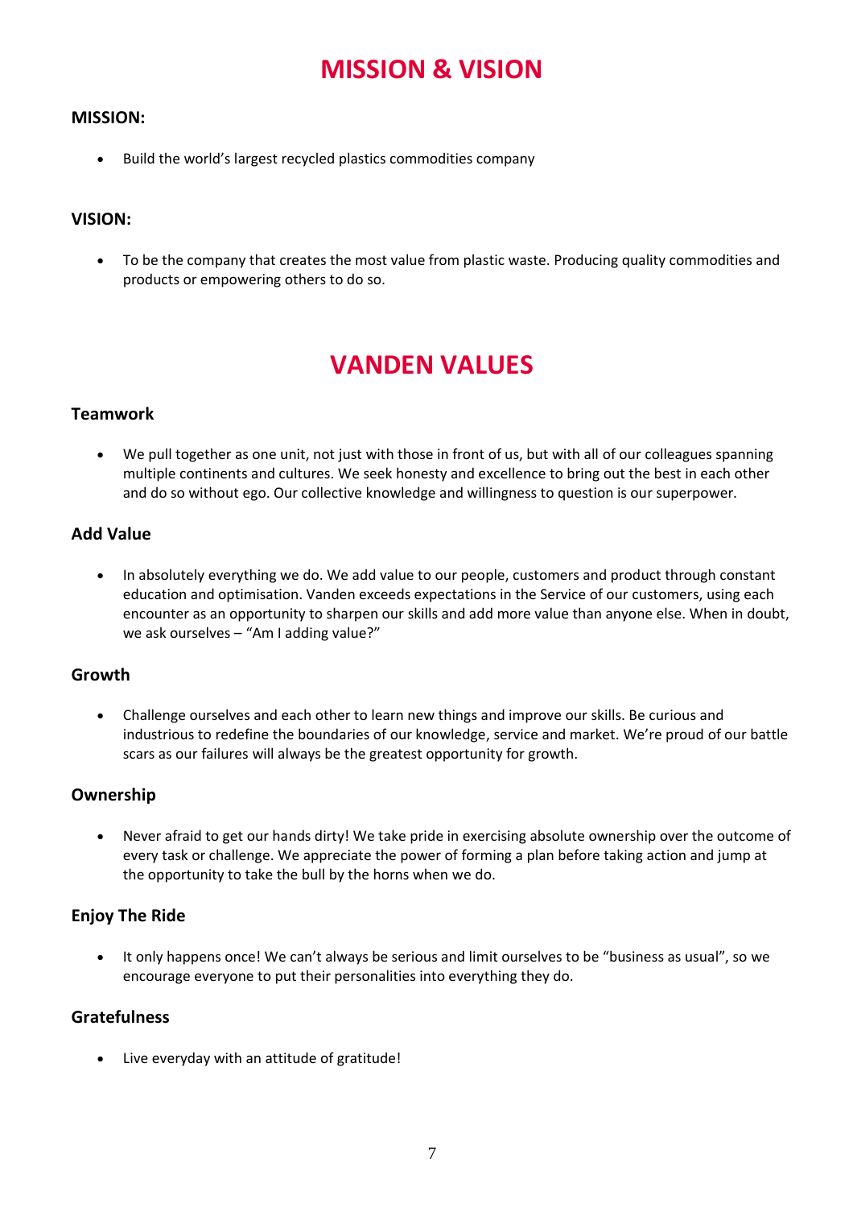# MISSION & VISION

### MISSION:

- Build the world's largest recycled plastics commodities company

### VISION:

- To be the company that creates the most value from plastic waste. Producing quality commodities and products or empowering others to do so.

# VANDEN VALUES

### Teamwork

- We pull together as one unit, not just with those in front of us, but with all of our colleagues spanning multiple continents and cultures. We seek honesty and excellence to bring out the best in each other and do so without ego. Our collective knowledge and willingness to question is our superpower.

### Add Value

- In absolutely everything we do. We add value to our people, customers and product through constant education and optimisation. Vanden exceeds expectations in the Service of our customers, using each encounter as an opportunity to sharpen our skills and add more value than anyone else. When in doubt, we ask ourselves – "Am I adding value?"

### Growth

- Challenge ourselves and each other to learn new things and improve our skills. Be curious and industrious to redefine the boundaries of our knowledge, service and market. We're proud of our battle scars as our failures will always be the greatest opportunity for growth.

### Ownership

- Never afraid to get our hands dirty! We take pride in exercising absolute ownership over the outcome of every task or challenge. We appreciate the power of forming a plan before taking action and jump at the opportunity to take the bull by the horns when we do.

### Enjoy The Ride

- It only happens once! We can't always be serious and limit ourselves to be "business as usual", so we encourage everyone to put their personalities into everything they do.

### Gratefulness

- Live everyday with an attitude of gratitude!